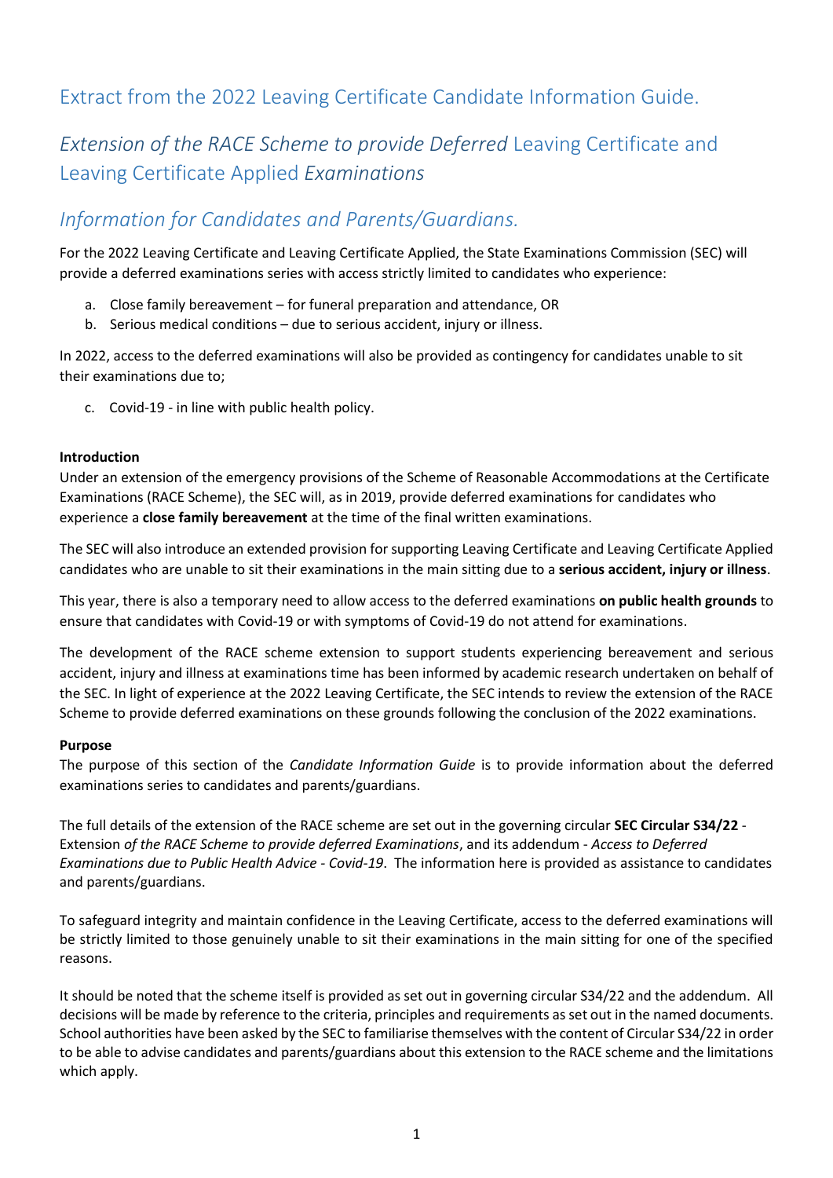# Extract from the 2022 Leaving Certificate Candidate Information Guide.

## *Extension of the RACE Scheme to provide Deferred* Leaving Certificate and Leaving Certificate Applied *Examinations*

## *Information for Candidates and Parents/Guardians.*

For the 2022 Leaving Certificate and Leaving Certificate Applied, the State Examinations Commission (SEC) will provide a deferred examinations series with access strictly limited to candidates who experience:

a. Close family bereavement – for funeral preparation and attendance, OR
b. Serious medical conditions – due to serious accident, injury or illness.

In 2022, access to the deferred examinations will also be provided as contingency for candidates unable to sit their examinations due to;

c. Covid-19 - in line with public health policy.

**Introduction**
Under an extension of the emergency provisions of the Scheme of Reasonable Accommodations at the Certificate Examinations (RACE Scheme), the SEC will, as in 2019, provide deferred examinations for candidates who experience a **close family bereavement** at the time of the final written examinations.

The SEC will also introduce an extended provision for supporting Leaving Certificate and Leaving Certificate Applied candidates who are unable to sit their examinations in the main sitting due to a **serious accident, injury or illness**.

This year, there is also a temporary need to allow access to the deferred examinations **on public health grounds** to ensure that candidates with Covid-19 or with symptoms of Covid-19 do not attend for examinations.

The development of the RACE scheme extension to support students experiencing bereavement and serious accident, injury and illness at examinations time has been informed by academic research undertaken on behalf of the SEC. In light of experience at the 2022 Leaving Certificate, the SEC intends to review the extension of the RACE Scheme to provide deferred examinations on these grounds following the conclusion of the 2022 examinations.

**Purpose**
The purpose of this section of the *Candidate Information Guide* is to provide information about the deferred examinations series to candidates and parents/guardians.

The full details of the extension of the RACE scheme are set out in the governing circular **SEC Circular S34/22** - Extension *of the RACE Scheme to provide deferred Examinations*, and its addendum - *Access to Deferred Examinations due to Public Health Advice - Covid-19*. The information here is provided as assistance to candidates and parents/guardians.

To safeguard integrity and maintain confidence in the Leaving Certificate, access to the deferred examinations will be strictly limited to those genuinely unable to sit their examinations in the main sitting for one of the specified reasons.

It should be noted that the scheme itself is provided as set out in governing circular S34/22 and the addendum. All decisions will be made by reference to the criteria, principles and requirements as set out in the named documents. School authorities have been asked by the SEC to familiarise themselves with the content of Circular S34/22 in order to be able to advise candidates and parents/guardians about this extension to the RACE scheme and the limitations which apply.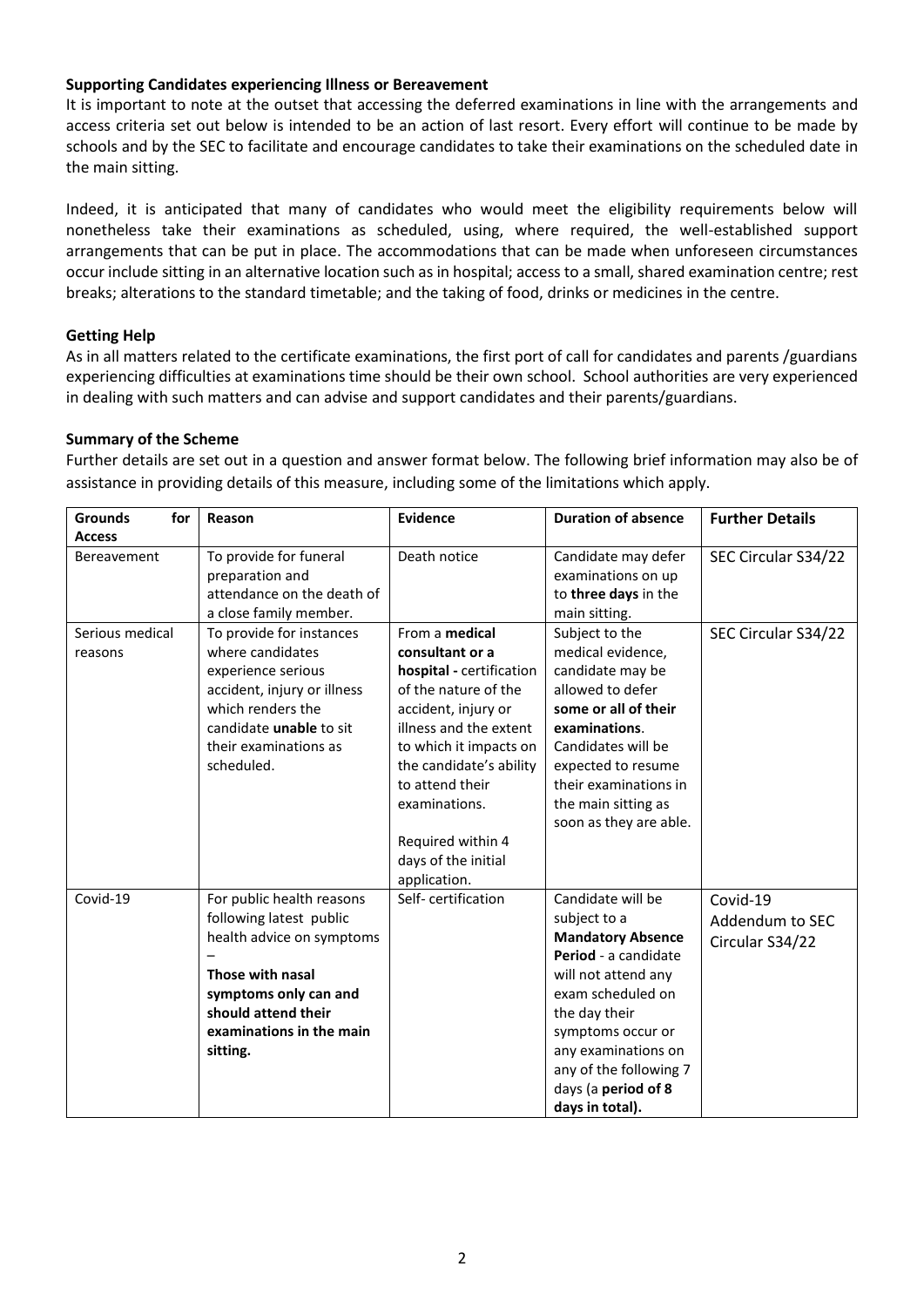**Supporting Candidates experiencing Illness or Bereavement**

It is important to note at the outset that accessing the deferred examinations in line with the arrangements and access criteria set out below is intended to be an action of last resort. Every effort will continue to be made by schools and by the SEC to facilitate and encourage candidates to take their examinations on the scheduled date in the main sitting.

Indeed, it is anticipated that many of candidates who would meet the eligibility requirements below will nonetheless take their examinations as scheduled, using, where required, the well-established support arrangements that can be put in place. The accommodations that can be made when unforeseen circumstances occur include sitting in an alternative location such as in hospital; access to a small, shared examination centre; rest breaks; alterations to the standard timetable; and the taking of food, drinks or medicines in the centre.

**Getting Help**

As in all matters related to the certificate examinations, the first port of call for candidates and parents /guardians experiencing difficulties at examinations time should be their own school. School authorities are very experienced in dealing with such matters and can advise and support candidates and their parents/guardians.

**Summary of the Scheme**

Further details are set out in a question and answer format below. The following brief information may also be of assistance in providing details of this measure, including some of the limitations which apply.

| **Grounds for Access** | **Reason** | **Evidence** | **Duration of absence** | **Further Details** |
|---|---|---|---|---|
| Bereavement | To provide for funeral preparation and attendance on the death of a close family member. | Death notice | Candidate may defer examinations on up to **three days** in the main sitting. | SEC Circular S34/22 |
| Serious medical reasons | To provide for instances where candidates experience serious accident, injury or illness which renders the candidate **unable** to sit their examinations as scheduled. | From a **medical consultant or a hospital -** certification of the nature of the accident, injury or illness and the extent to which it impacts on the candidate's ability to attend their examinations.<br><br>Required within 4 days of the initial application. | Subject to the medical evidence, candidate may be allowed to defer **some or all of their examinations**. Candidates will be expected to resume their examinations in the main sitting as soon as they are able. | SEC Circular S34/22 |
| Covid-19 | For public health reasons following latest public health advice on symptoms –<br>**Those with nasal symptoms only can and should attend their examinations in the main sitting.** | Self- certification | Candidate will be subject to a **Mandatory Absence Period** - a candidate will not attend any exam scheduled on the day their symptoms occur or any examinations on any of the following 7 days (a **period of 8 days in total).** | Covid-19 Addendum to SEC Circular S34/22 |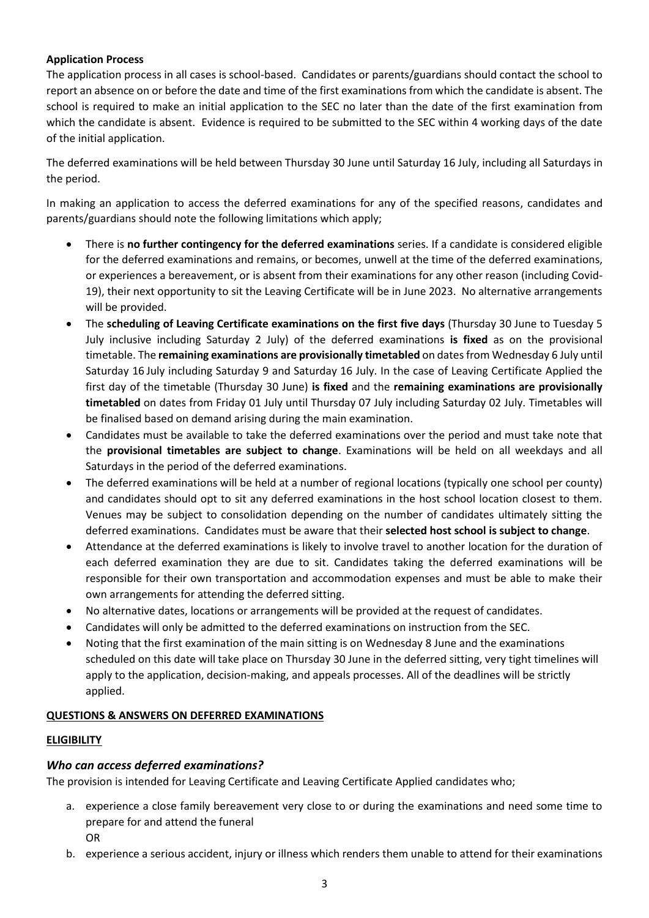**Application Process**

The application process in all cases is school-based. Candidates or parents/guardians should contact the school to report an absence on or before the date and time of the first examinations from which the candidate is absent. The school is required to make an initial application to the SEC no later than the date of the first examination from which the candidate is absent. Evidence is required to be submitted to the SEC within 4 working days of the date of the initial application.

The deferred examinations will be held between Thursday 30 June until Saturday 16 July, including all Saturdays in the period.

In making an application to access the deferred examinations for any of the specified reasons, candidates and parents/guardians should note the following limitations which apply;

- There is **no further contingency for the deferred examinations** series. If a candidate is considered eligible for the deferred examinations and remains, or becomes, unwell at the time of the deferred examinations, or experiences a bereavement, or is absent from their examinations for any other reason (including Covid-19), their next opportunity to sit the Leaving Certificate will be in June 2023. No alternative arrangements will be provided.
- The **scheduling of Leaving Certificate examinations on the first five days** (Thursday 30 June to Tuesday 5 July inclusive including Saturday 2 July) of the deferred examinations **is fixed** as on the provisional timetable. The **remaining examinations are provisionally timetabled** on dates from Wednesday 6 July until Saturday 16 July including Saturday 9 and Saturday 16 July. In the case of Leaving Certificate Applied the first day of the timetable (Thursday 30 June) **is fixed** and the **remaining examinations are provisionally timetabled** on dates from Friday 01 July until Thursday 07 July including Saturday 02 July. Timetables will be finalised based on demand arising during the main examination.
- Candidates must be available to take the deferred examinations over the period and must take note that the **provisional timetables are subject to change**. Examinations will be held on all weekdays and all Saturdays in the period of the deferred examinations.
- The deferred examinations will be held at a number of regional locations (typically one school per county) and candidates should opt to sit any deferred examinations in the host school location closest to them. Venues may be subject to consolidation depending on the number of candidates ultimately sitting the deferred examinations. Candidates must be aware that their **selected host school is subject to change**.
- Attendance at the deferred examinations is likely to involve travel to another location for the duration of each deferred examination they are due to sit. Candidates taking the deferred examinations will be responsible for their own transportation and accommodation expenses and must be able to make their own arrangements for attending the deferred sitting.
- No alternative dates, locations or arrangements will be provided at the request of candidates.
- Candidates will only be admitted to the deferred examinations on instruction from the SEC.
- Noting that the first examination of the main sitting is on Wednesday 8 June and the examinations scheduled on this date will take place on Thursday 30 June in the deferred sitting, very tight timelines will apply to the application, decision-making, and appeals processes. All of the deadlines will be strictly applied.

## QUESTIONS & ANSWERS ON DEFERRED EXAMINATIONS

### ELIGIBILITY

### *Who can access deferred examinations?*

The provision is intended for Leaving Certificate and Leaving Certificate Applied candidates who;

a. experience a close family bereavement very close to or during the examinations and need some time to prepare for and attend the funeral
   OR
b. experience a serious accident, injury or illness which renders them unable to attend for their examinations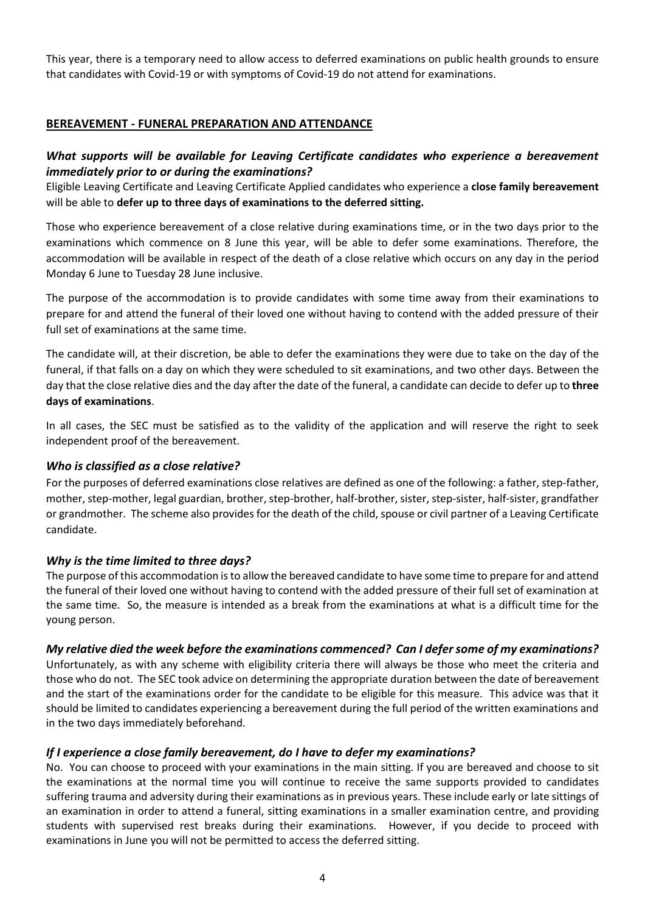This year, there is a temporary need to allow access to deferred examinations on public health grounds to ensure that candidates with Covid-19 or with symptoms of Covid-19 do not attend for examinations.

## BEREAVEMENT - FUNERAL PREPARATION AND ATTENDANCE

### *What supports will be available for Leaving Certificate candidates who experience a bereavement immediately prior to or during the examinations?*

Eligible Leaving Certificate and Leaving Certificate Applied candidates who experience a **close family bereavement** will be able to **defer up to three days of examinations to the deferred sitting.**

Those who experience bereavement of a close relative during examinations time, or in the two days prior to the examinations which commence on 8 June this year, will be able to defer some examinations. Therefore, the accommodation will be available in respect of the death of a close relative which occurs on any day in the period Monday 6 June to Tuesday 28 June inclusive.

The purpose of the accommodation is to provide candidates with some time away from their examinations to prepare for and attend the funeral of their loved one without having to contend with the added pressure of their full set of examinations at the same time.

The candidate will, at their discretion, be able to defer the examinations they were due to take on the day of the funeral, if that falls on a day on which they were scheduled to sit examinations, and two other days. Between the day that the close relative dies and the day after the date of the funeral, a candidate can decide to defer up to **three days of examinations**.

In all cases, the SEC must be satisfied as to the validity of the application and will reserve the right to seek independent proof of the bereavement.

### *Who is classified as a close relative?*

For the purposes of deferred examinations close relatives are defined as one of the following: a father, step-father, mother, step-mother, legal guardian, brother, step-brother, half-brother, sister, step-sister, half-sister, grandfather or grandmother. The scheme also provides for the death of the child, spouse or civil partner of a Leaving Certificate candidate.

### *Why is the time limited to three days?*

The purpose of this accommodation is to allow the bereaved candidate to have some time to prepare for and attend the funeral of their loved one without having to contend with the added pressure of their full set of examination at the same time. So, the measure is intended as a break from the examinations at what is a difficult time for the young person.

### *My relative died the week before the examinations commenced? Can I defer some of my examinations?*

Unfortunately, as with any scheme with eligibility criteria there will always be those who meet the criteria and those who do not. The SEC took advice on determining the appropriate duration between the date of bereavement and the start of the examinations order for the candidate to be eligible for this measure. This advice was that it should be limited to candidates experiencing a bereavement during the full period of the written examinations and in the two days immediately beforehand.

### *If I experience a close family bereavement, do I have to defer my examinations?*

No. You can choose to proceed with your examinations in the main sitting. If you are bereaved and choose to sit the examinations at the normal time you will continue to receive the same supports provided to candidates suffering trauma and adversity during their examinations as in previous years. These include early or late sittings of an examination in order to attend a funeral, sitting examinations in a smaller examination centre, and providing students with supervised rest breaks during their examinations. However, if you decide to proceed with examinations in June you will not be permitted to access the deferred sitting.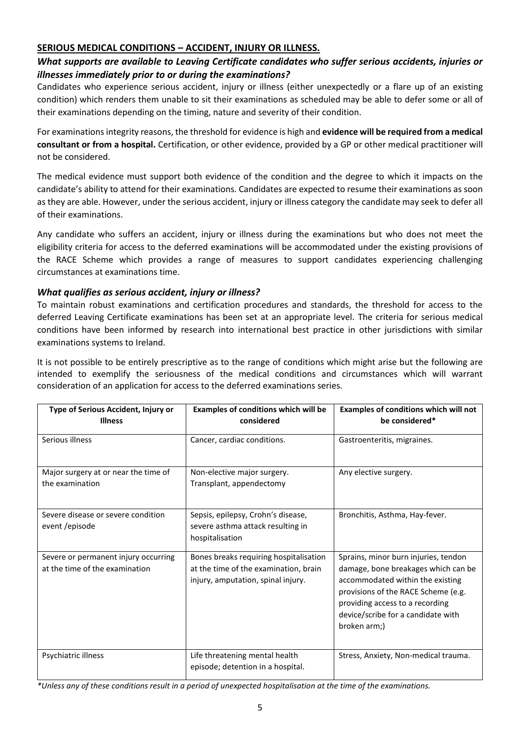## SERIOUS MEDICAL CONDITIONS – ACCIDENT, INJURY OR ILLNESS.

### *What supports are available to Leaving Certificate candidates who suffer serious accidents, injuries or illnesses immediately prior to or during the examinations?*

Candidates who experience serious accident, injury or illness (either unexpectedly or a flare up of an existing condition) which renders them unable to sit their examinations as scheduled may be able to defer some or all of their examinations depending on the timing, nature and severity of their condition.

For examinations integrity reasons, the threshold for evidence is high and **evidence will be required from a medical consultant or from a hospital.** Certification, or other evidence, provided by a GP or other medical practitioner will not be considered.

The medical evidence must support both evidence of the condition and the degree to which it impacts on the candidate's ability to attend for their examinations. Candidates are expected to resume their examinations as soon as they are able. However, under the serious accident, injury or illness category the candidate may seek to defer all of their examinations.

Any candidate who suffers an accident, injury or illness during the examinations but who does not meet the eligibility criteria for access to the deferred examinations will be accommodated under the existing provisions of the RACE Scheme which provides a range of measures to support candidates experiencing challenging circumstances at examinations time.

### *What qualifies as serious accident, injury or illness?*

To maintain robust examinations and certification procedures and standards, the threshold for access to the deferred Leaving Certificate examinations has been set at an appropriate level. The criteria for serious medical conditions have been informed by research into international best practice in other jurisdictions with similar examinations systems to Ireland.

It is not possible to be entirely prescriptive as to the range of conditions which might arise but the following are intended to exemplify the seriousness of the medical conditions and circumstances which will warrant consideration of an application for access to the deferred examinations series.

| Type of Serious Accident, Injury or Illness | Examples of conditions which will be considered | Examples of conditions which will not be considered* |
|---|---|---|
| Serious illness | Cancer, cardiac conditions. | Gastroenteritis, migraines. |
| Major surgery at or near the time of the examination | Non-elective major surgery. Transplant, appendectomy | Any elective surgery. |
| Severe disease or severe condition event /episode | Sepsis, epilepsy, Crohn's disease, severe asthma attack resulting in hospitalisation | Bronchitis, Asthma, Hay-fever. |
| Severe or permanent injury occurring at the time of the examination | Bones breaks requiring hospitalisation at the time of the examination, brain injury, amputation, spinal injury. | Sprains, minor burn injuries, tendon damage, bone breakages which can be accommodated within the existing provisions of the RACE Scheme (e.g. providing access to a recording device/scribe for a candidate with broken arm;) |
| Psychiatric illness | Life threatening mental health episode; detention in a hospital. | Stress, Anxiety, Non-medical trauma. |

*\*Unless any of these conditions result in a period of unexpected hospitalisation at the time of the examinations.*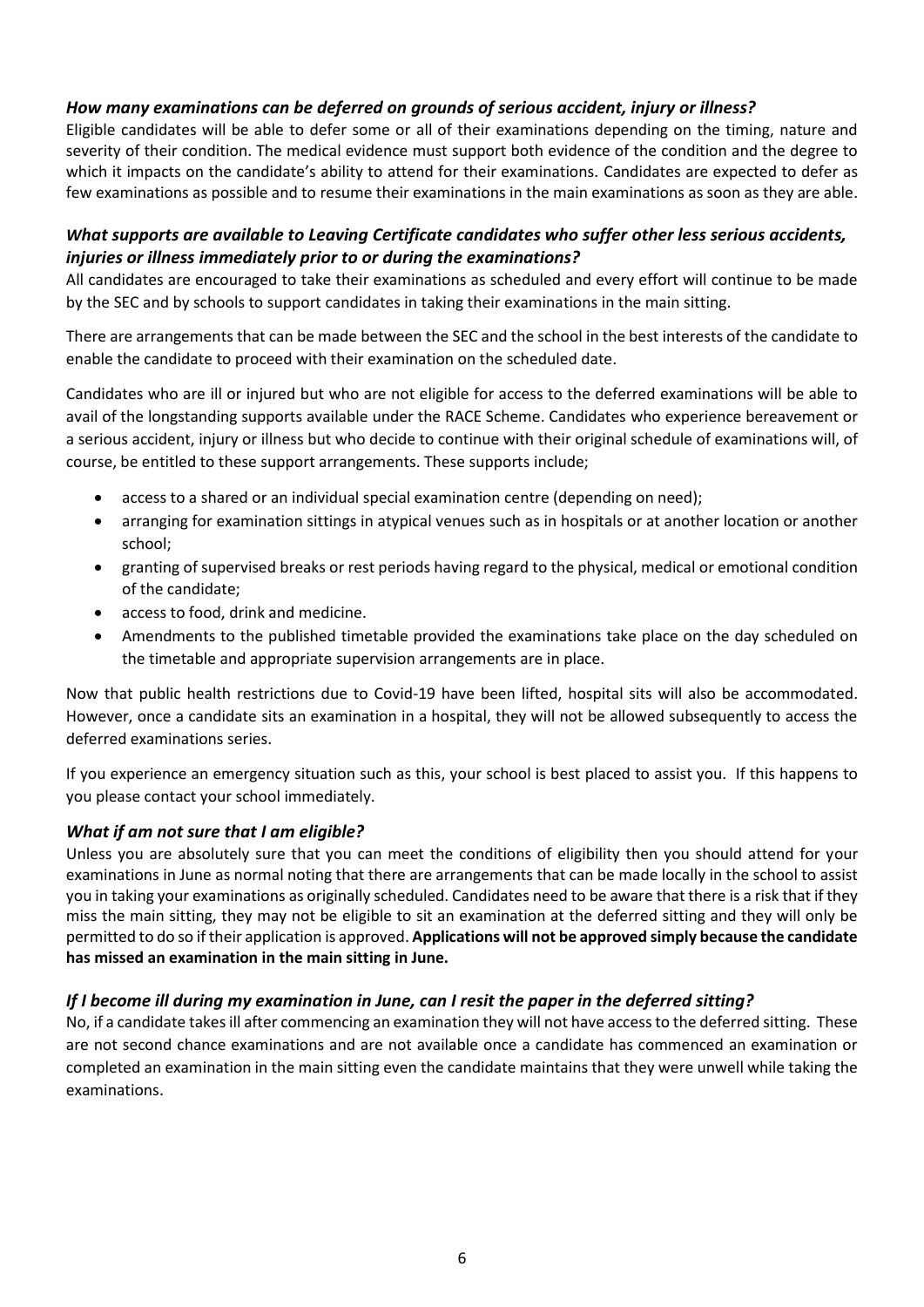### *How many examinations can be deferred on grounds of serious accident, injury or illness?*

Eligible candidates will be able to defer some or all of their examinations depending on the timing, nature and severity of their condition. The medical evidence must support both evidence of the condition and the degree to which it impacts on the candidate's ability to attend for their examinations. Candidates are expected to defer as few examinations as possible and to resume their examinations in the main examinations as soon as they are able.

### *What supports are available to Leaving Certificate candidates who suffer other less serious accidents, injuries or illness immediately prior to or during the examinations?*

All candidates are encouraged to take their examinations as scheduled and every effort will continue to be made by the SEC and by schools to support candidates in taking their examinations in the main sitting.

There are arrangements that can be made between the SEC and the school in the best interests of the candidate to enable the candidate to proceed with their examination on the scheduled date.

Candidates who are ill or injured but who are not eligible for access to the deferred examinations will be able to avail of the longstanding supports available under the RACE Scheme. Candidates who experience bereavement or a serious accident, injury or illness but who decide to continue with their original schedule of examinations will, of course, be entitled to these support arrangements. These supports include;

- access to a shared or an individual special examination centre (depending on need);
- arranging for examination sittings in atypical venues such as in hospitals or at another location or another school;
- granting of supervised breaks or rest periods having regard to the physical, medical or emotional condition of the candidate;
- access to food, drink and medicine.
- Amendments to the published timetable provided the examinations take place on the day scheduled on the timetable and appropriate supervision arrangements are in place.

Now that public health restrictions due to Covid-19 have been lifted, hospital sits will also be accommodated. However, once a candidate sits an examination in a hospital, they will not be allowed subsequently to access the deferred examinations series.

If you experience an emergency situation such as this, your school is best placed to assist you. If this happens to you please contact your school immediately.

### *What if am not sure that I am eligible?*

Unless you are absolutely sure that you can meet the conditions of eligibility then you should attend for your examinations in June as normal noting that there are arrangements that can be made locally in the school to assist you in taking your examinations as originally scheduled. Candidates need to be aware that there is a risk that if they miss the main sitting, they may not be eligible to sit an examination at the deferred sitting and they will only be permitted to do so if their application is approved. **Applications will not be approved simply because the candidate has missed an examination in the main sitting in June.**

### *If I become ill during my examination in June, can I resit the paper in the deferred sitting?*

No, if a candidate takes ill after commencing an examination they will not have access to the deferred sitting. These are not second chance examinations and are not available once a candidate has commenced an examination or completed an examination in the main sitting even the candidate maintains that they were unwell while taking the examinations.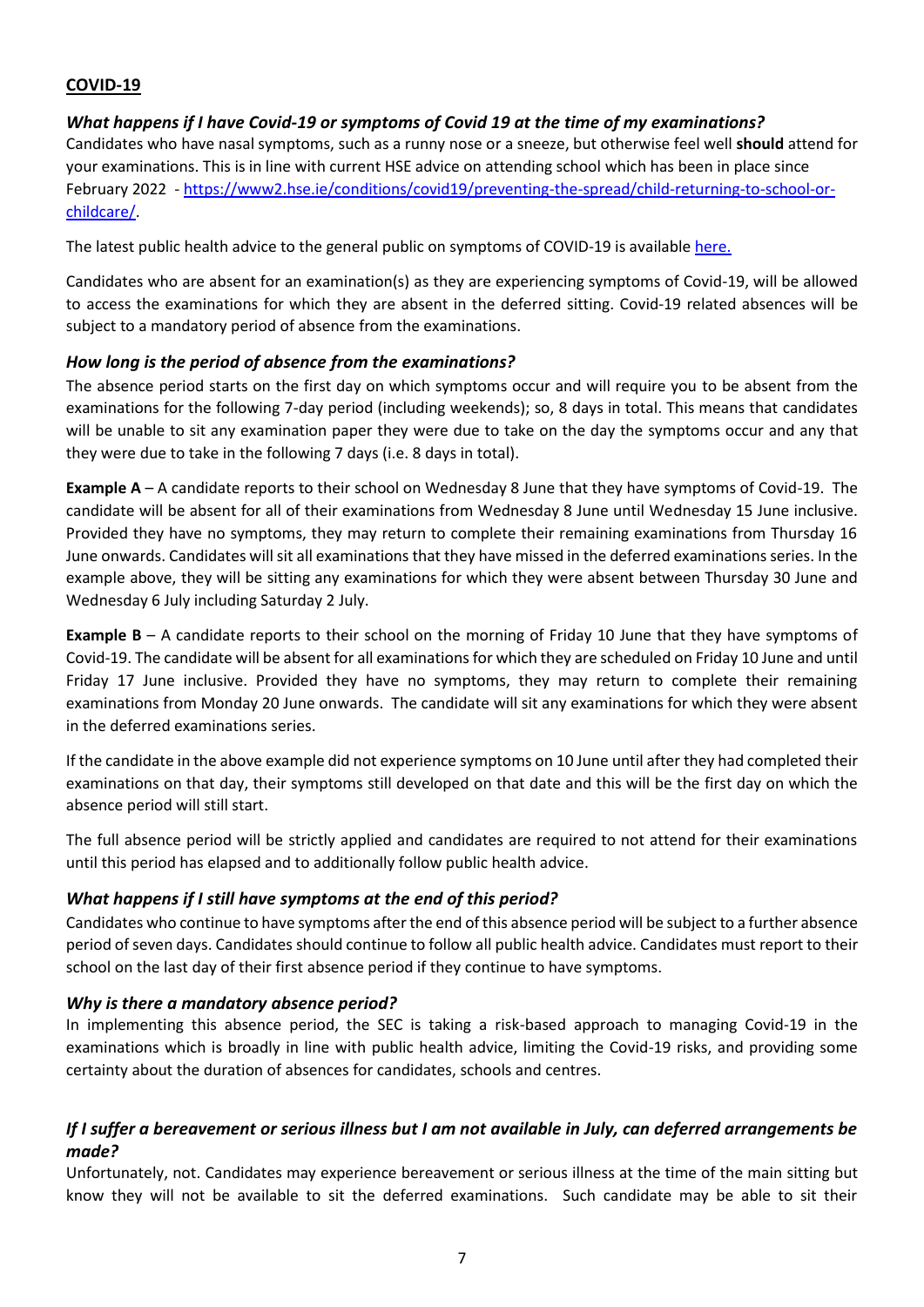## COVID-19

### *What happens if I have Covid-19 or symptoms of Covid 19 at the time of my examinations?*

Candidates who have nasal symptoms, such as a runny nose or a sneeze, but otherwise feel well **should** attend for your examinations. This is in line with current HSE advice on attending school which has been in place since February 2022 - [https://www2.hse.ie/conditions/covid19/preventing-the-spread/child-returning-to-school-or-childcare/](https://www2.hse.ie/conditions/covid19/preventing-the-spread/child-returning-to-school-or-childcare/).

The latest public health advice to the general public on symptoms of COVID-19 is available here.

Candidates who are absent for an examination(s) as they are experiencing symptoms of Covid-19, will be allowed to access the examinations for which they are absent in the deferred sitting. Covid-19 related absences will be subject to a mandatory period of absence from the examinations.

### *How long is the period of absence from the examinations?*

The absence period starts on the first day on which symptoms occur and will require you to be absent from the examinations for the following 7-day period (including weekends); so, 8 days in total. This means that candidates will be unable to sit any examination paper they were due to take on the day the symptoms occur and any that they were due to take in the following 7 days (i.e. 8 days in total).

**Example A** – A candidate reports to their school on Wednesday 8 June that they have symptoms of Covid-19. The candidate will be absent for all of their examinations from Wednesday 8 June until Wednesday 15 June inclusive. Provided they have no symptoms, they may return to complete their remaining examinations from Thursday 16 June onwards. Candidates will sit all examinations that they have missed in the deferred examinations series. In the example above, they will be sitting any examinations for which they were absent between Thursday 30 June and Wednesday 6 July including Saturday 2 July.

**Example B** – A candidate reports to their school on the morning of Friday 10 June that they have symptoms of Covid-19. The candidate will be absent for all examinations for which they are scheduled on Friday 10 June and until Friday 17 June inclusive. Provided they have no symptoms, they may return to complete their remaining examinations from Monday 20 June onwards. The candidate will sit any examinations for which they were absent in the deferred examinations series.

If the candidate in the above example did not experience symptoms on 10 June until after they had completed their examinations on that day, their symptoms still developed on that date and this will be the first day on which the absence period will still start.

The full absence period will be strictly applied and candidates are required to not attend for their examinations until this period has elapsed and to additionally follow public health advice.

### *What happens if I still have symptoms at the end of this period?*

Candidates who continue to have symptoms after the end of this absence period will be subject to a further absence period of seven days. Candidates should continue to follow all public health advice. Candidates must report to their school on the last day of their first absence period if they continue to have symptoms.

### *Why is there a mandatory absence period?*

In implementing this absence period, the SEC is taking a risk-based approach to managing Covid-19 in the examinations which is broadly in line with public health advice, limiting the Covid-19 risks, and providing some certainty about the duration of absences for candidates, schools and centres.

### *If I suffer a bereavement or serious illness but I am not available in July, can deferred arrangements be made?*

Unfortunately, not. Candidates may experience bereavement or serious illness at the time of the main sitting but know they will not be available to sit the deferred examinations. Such candidate may be able to sit their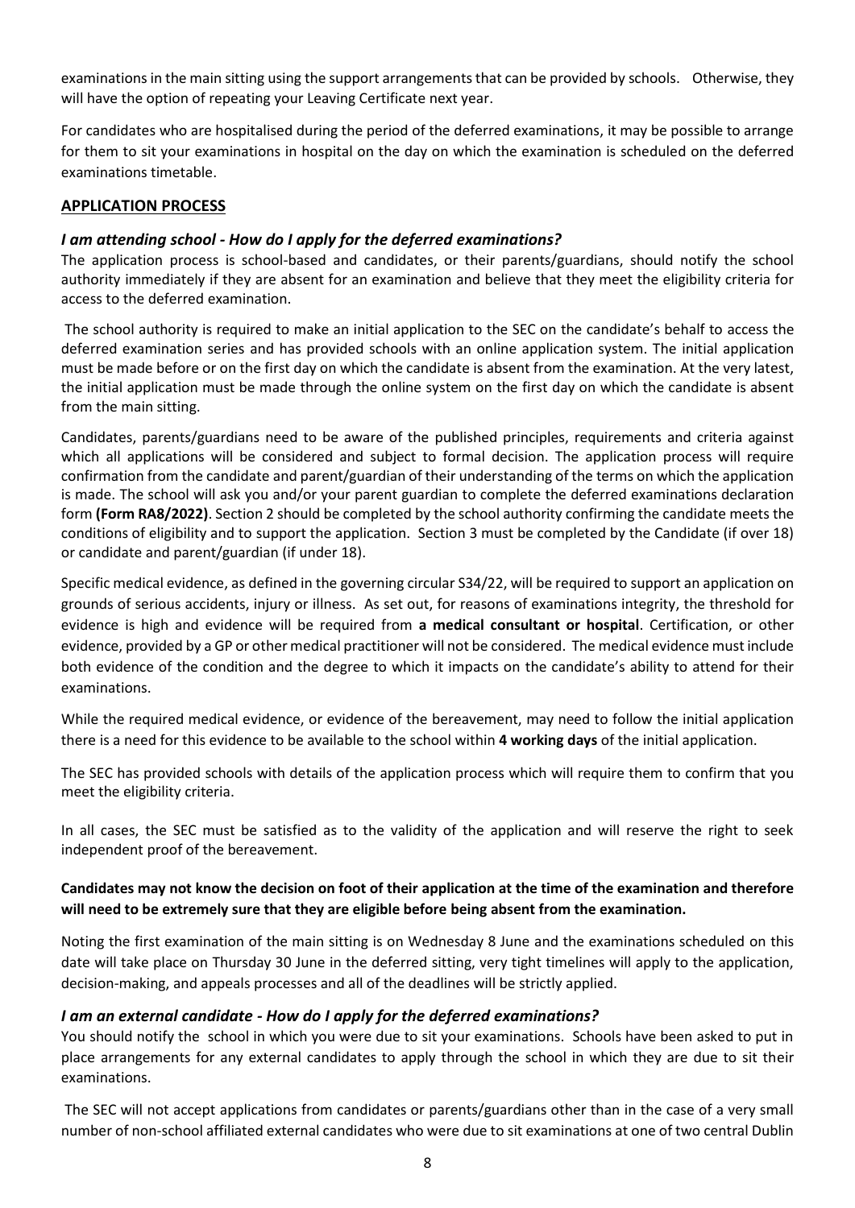examinations in the main sitting using the support arrangements that can be provided by schools. Otherwise, they will have the option of repeating your Leaving Certificate next year.

For candidates who are hospitalised during the period of the deferred examinations, it may be possible to arrange for them to sit your examinations in hospital on the day on which the examination is scheduled on the deferred examinations timetable.

## APPLICATION PROCESS

### *I am attending school - How do I apply for the deferred examinations?*

The application process is school-based and candidates, or their parents/guardians, should notify the school authority immediately if they are absent for an examination and believe that they meet the eligibility criteria for access to the deferred examination.

The school authority is required to make an initial application to the SEC on the candidate's behalf to access the deferred examination series and has provided schools with an online application system. The initial application must be made before or on the first day on which the candidate is absent from the examination. At the very latest, the initial application must be made through the online system on the first day on which the candidate is absent from the main sitting.

Candidates, parents/guardians need to be aware of the published principles, requirements and criteria against which all applications will be considered and subject to formal decision. The application process will require confirmation from the candidate and parent/guardian of their understanding of the terms on which the application is made. The school will ask you and/or your parent guardian to complete the deferred examinations declaration form **(Form RA8/2022)**. Section 2 should be completed by the school authority confirming the candidate meets the conditions of eligibility and to support the application. Section 3 must be completed by the Candidate (if over 18) or candidate and parent/guardian (if under 18).

Specific medical evidence, as defined in the governing circular S34/22, will be required to support an application on grounds of serious accidents, injury or illness. As set out, for reasons of examinations integrity, the threshold for evidence is high and evidence will be required from **a medical consultant or hospital**. Certification, or other evidence, provided by a GP or other medical practitioner will not be considered. The medical evidence must include both evidence of the condition and the degree to which it impacts on the candidate's ability to attend for their examinations.

While the required medical evidence, or evidence of the bereavement, may need to follow the initial application there is a need for this evidence to be available to the school within **4 working days** of the initial application.

The SEC has provided schools with details of the application process which will require them to confirm that you meet the eligibility criteria.

In all cases, the SEC must be satisfied as to the validity of the application and will reserve the right to seek independent proof of the bereavement.

**Candidates may not know the decision on foot of their application at the time of the examination and therefore will need to be extremely sure that they are eligible before being absent from the examination.**

Noting the first examination of the main sitting is on Wednesday 8 June and the examinations scheduled on this date will take place on Thursday 30 June in the deferred sitting, very tight timelines will apply to the application, decision-making, and appeals processes and all of the deadlines will be strictly applied.

### *I am an external candidate - How do I apply for the deferred examinations?*

You should notify the school in which you were due to sit your examinations. Schools have been asked to put in place arrangements for any external candidates to apply through the school in which they are due to sit their examinations.

The SEC will not accept applications from candidates or parents/guardians other than in the case of a very small number of non-school affiliated external candidates who were due to sit examinations at one of two central Dublin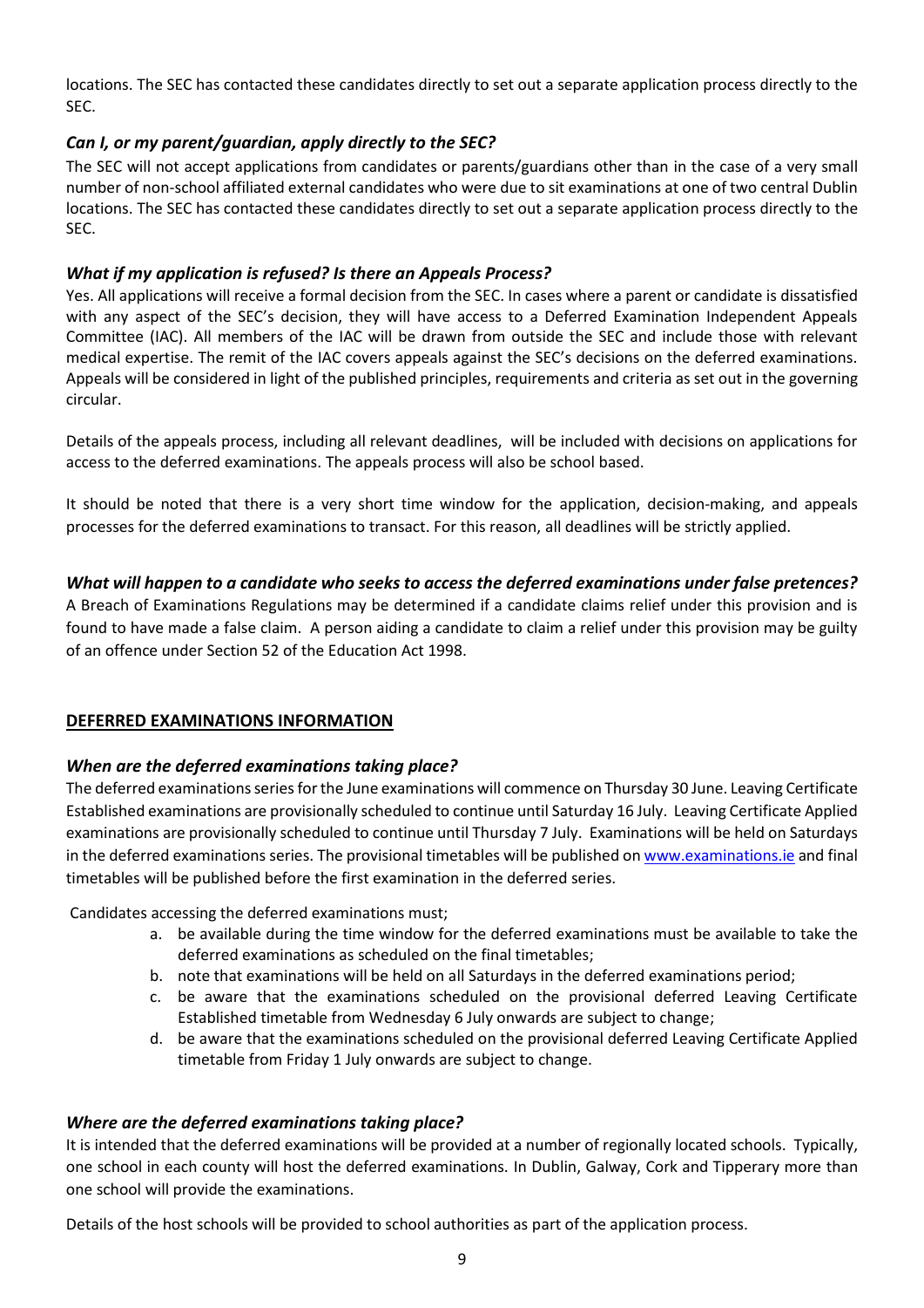locations. The SEC has contacted these candidates directly to set out a separate application process directly to the SEC.

### *Can I, or my parent/guardian, apply directly to the SEC?*

The SEC will not accept applications from candidates or parents/guardians other than in the case of a very small number of non-school affiliated external candidates who were due to sit examinations at one of two central Dublin locations. The SEC has contacted these candidates directly to set out a separate application process directly to the SEC.

### *What if my application is refused? Is there an Appeals Process?*

Yes. All applications will receive a formal decision from the SEC. In cases where a parent or candidate is dissatisfied with any aspect of the SEC's decision, they will have access to a Deferred Examination Independent Appeals Committee (IAC). All members of the IAC will be drawn from outside the SEC and include those with relevant medical expertise. The remit of the IAC covers appeals against the SEC's decisions on the deferred examinations. Appeals will be considered in light of the published principles, requirements and criteria as set out in the governing circular.

Details of the appeals process, including all relevant deadlines, will be included with decisions on applications for access to the deferred examinations. The appeals process will also be school based.

It should be noted that there is a very short time window for the application, decision-making, and appeals processes for the deferred examinations to transact. For this reason, all deadlines will be strictly applied.

### *What will happen to a candidate who seeks to access the deferred examinations under false pretences?*

A Breach of Examinations Regulations may be determined if a candidate claims relief under this provision and is found to have made a false claim. A person aiding a candidate to claim a relief under this provision may be guilty of an offence under Section 52 of the Education Act 1998.

## **DEFERRED EXAMINATIONS INFORMATION**

### *When are the deferred examinations taking place?*

The deferred examinations series for the June examinations will commence on Thursday 30 June. Leaving Certificate Established examinations are provisionally scheduled to continue until Saturday 16 July. Leaving Certificate Applied examinations are provisionally scheduled to continue until Thursday 7 July. Examinations will be held on Saturdays in the deferred examinations series. The provisional timetables will be published on www.examinations.ie and final timetables will be published before the first examination in the deferred series.

Candidates accessing the deferred examinations must;

a. be available during the time window for the deferred examinations must be available to take the deferred examinations as scheduled on the final timetables;
b. note that examinations will be held on all Saturdays in the deferred examinations period;
c. be aware that the examinations scheduled on the provisional deferred Leaving Certificate Established timetable from Wednesday 6 July onwards are subject to change;
d. be aware that the examinations scheduled on the provisional deferred Leaving Certificate Applied timetable from Friday 1 July onwards are subject to change.

### *Where are the deferred examinations taking place?*

It is intended that the deferred examinations will be provided at a number of regionally located schools. Typically, one school in each county will host the deferred examinations. In Dublin, Galway, Cork and Tipperary more than one school will provide the examinations.

Details of the host schools will be provided to school authorities as part of the application process.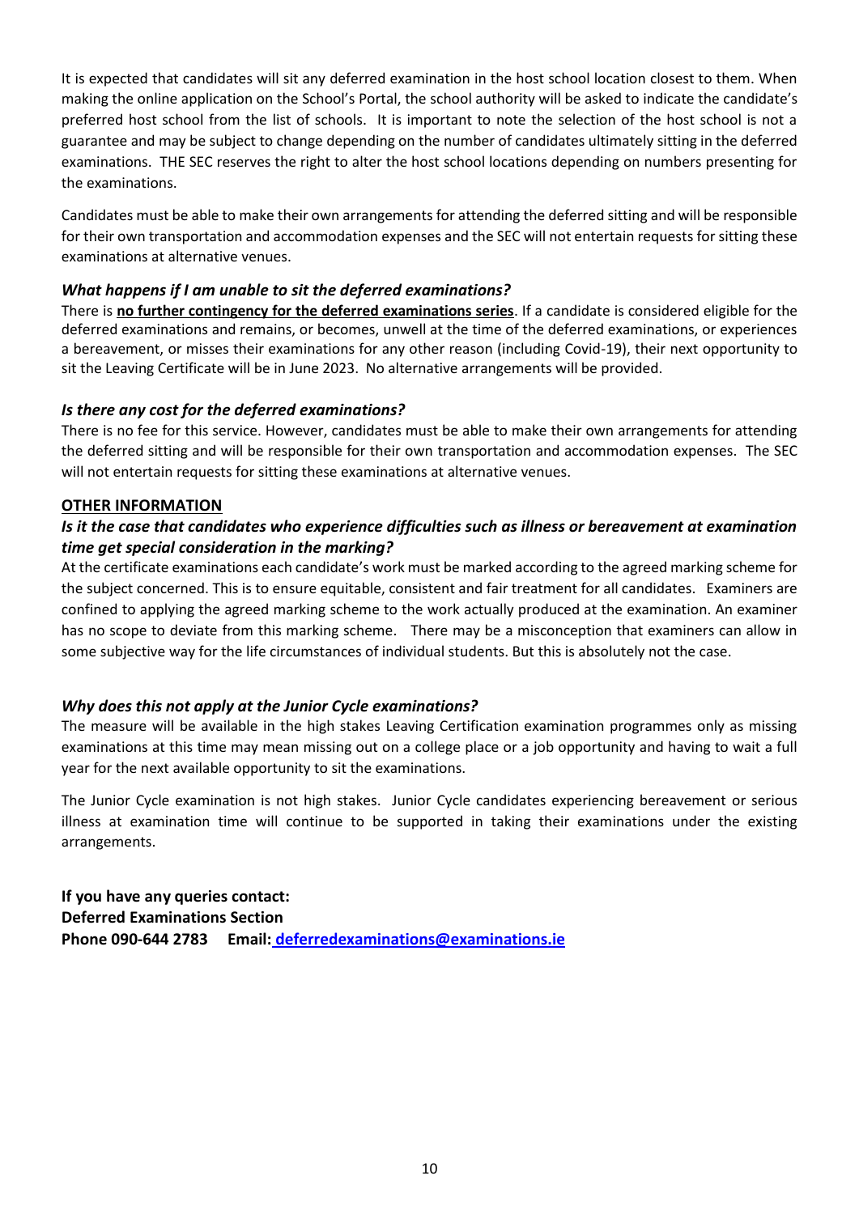It is expected that candidates will sit any deferred examination in the host school location closest to them. When making the online application on the School's Portal, the school authority will be asked to indicate the candidate's preferred host school from the list of schools. It is important to note the selection of the host school is not a guarantee and may be subject to change depending on the number of candidates ultimately sitting in the deferred examinations. THE SEC reserves the right to alter the host school locations depending on numbers presenting for the examinations.

Candidates must be able to make their own arrangements for attending the deferred sitting and will be responsible for their own transportation and accommodation expenses and the SEC will not entertain requests for sitting these examinations at alternative venues.

### *What happens if I am unable to sit the deferred examinations?*

There is **no further contingency for the deferred examinations series**. If a candidate is considered eligible for the deferred examinations and remains, or becomes, unwell at the time of the deferred examinations, or experiences a bereavement, or misses their examinations for any other reason (including Covid-19), their next opportunity to sit the Leaving Certificate will be in June 2023. No alternative arrangements will be provided.

### *Is there any cost for the deferred examinations?*

There is no fee for this service. However, candidates must be able to make their own arrangements for attending the deferred sitting and will be responsible for their own transportation and accommodation expenses. The SEC will not entertain requests for sitting these examinations at alternative venues.

## OTHER INFORMATION

### *Is it the case that candidates who experience difficulties such as illness or bereavement at examination time get special consideration in the marking?*

At the certificate examinations each candidate's work must be marked according to the agreed marking scheme for the subject concerned. This is to ensure equitable, consistent and fair treatment for all candidates. Examiners are confined to applying the agreed marking scheme to the work actually produced at the examination. An examiner has no scope to deviate from this marking scheme. There may be a misconception that examiners can allow in some subjective way for the life circumstances of individual students. But this is absolutely not the case.

### *Why does this not apply at the Junior Cycle examinations?*

The measure will be available in the high stakes Leaving Certification examination programmes only as missing examinations at this time may mean missing out on a college place or a job opportunity and having to wait a full year for the next available opportunity to sit the examinations.

The Junior Cycle examination is not high stakes. Junior Cycle candidates experiencing bereavement or serious illness at examination time will continue to be supported in taking their examinations under the existing arrangements.

**If you have any queries contact:**
**Deferred Examinations Section**
**Phone 090-644 2783     Email: deferredexaminations@examinations.ie**